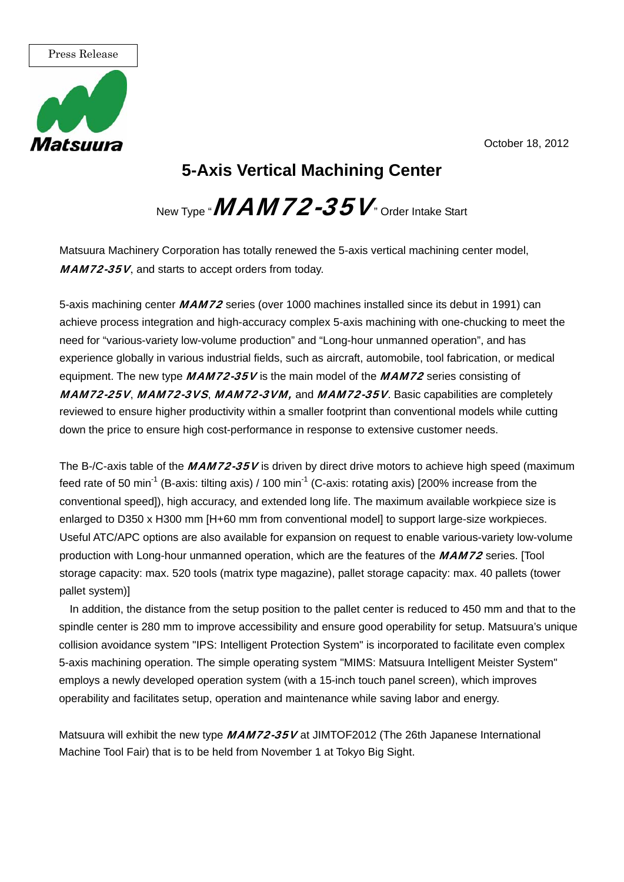Press Release

Matsuura

October 18, 2012

# 5-Axis Vertical Machining Center

## New Type "***MAM72-35V***" Order Intake Start

Matsuura Machinery Corporation has totally renewed the 5-axis vertical machining center model, ***MAM72-35V***, and starts to accept orders from today.

5-axis machining center ***MAM72*** series (over 1000 machines installed since its debut in 1991) can achieve process integration and high-accuracy complex 5-axis machining with one-chucking to meet the need for "various-variety low-volume production" and "Long-hour unmanned operation", and has experience globally in various industrial fields, such as aircraft, automobile, tool fabrication, or medical equipment. The new type ***MAM72-35V*** is the main model of the ***MAM72*** series consisting of ***MAM72-25V***, ***MAM72-3VS***, ***MAM72-3VM,*** and ***MAM72-35V***. Basic capabilities are completely reviewed to ensure higher productivity within a smaller footprint than conventional models while cutting down the price to ensure high cost-performance in response to extensive customer needs.

The B-/C-axis table of the ***MAM72-35V*** is driven by direct drive motors to achieve high speed (maximum feed rate of 50 $min^{-1}$ (B-axis: tilting axis) / 100 $min^{-1}$ (C-axis: rotating axis) [200% increase from the conventional speed]), high accuracy, and extended long life. The maximum available workpiece size is enlarged to D350 x H300 mm [H+60 mm from conventional model] to support large-size workpieces. Useful ATC/APC options are also available for expansion on request to enable various-variety low-volume production with Long-hour unmanned operation, which are the features of the ***MAM72*** series. [Tool storage capacity: max. 520 tools (matrix type magazine), pallet storage capacity: max. 40 pallets (tower pallet system)]

In addition, the distance from the setup position to the pallet center is reduced to 450 mm and that to the spindle center is 280 mm to improve accessibility and ensure good operability for setup. Matsuura's unique collision avoidance system "IPS: Intelligent Protection System" is incorporated to facilitate even complex 5-axis machining operation. The simple operating system "MIMS: Matsuura Intelligent Meister System" employs a newly developed operation system (with a 15-inch touch panel screen), which improves operability and facilitates setup, operation and maintenance while saving labor and energy.

Matsuura will exhibit the new type ***MAM72-35V*** at JIMTOF2012 (The 26th Japanese International Machine Tool Fair) that is to be held from November 1 at Tokyo Big Sight.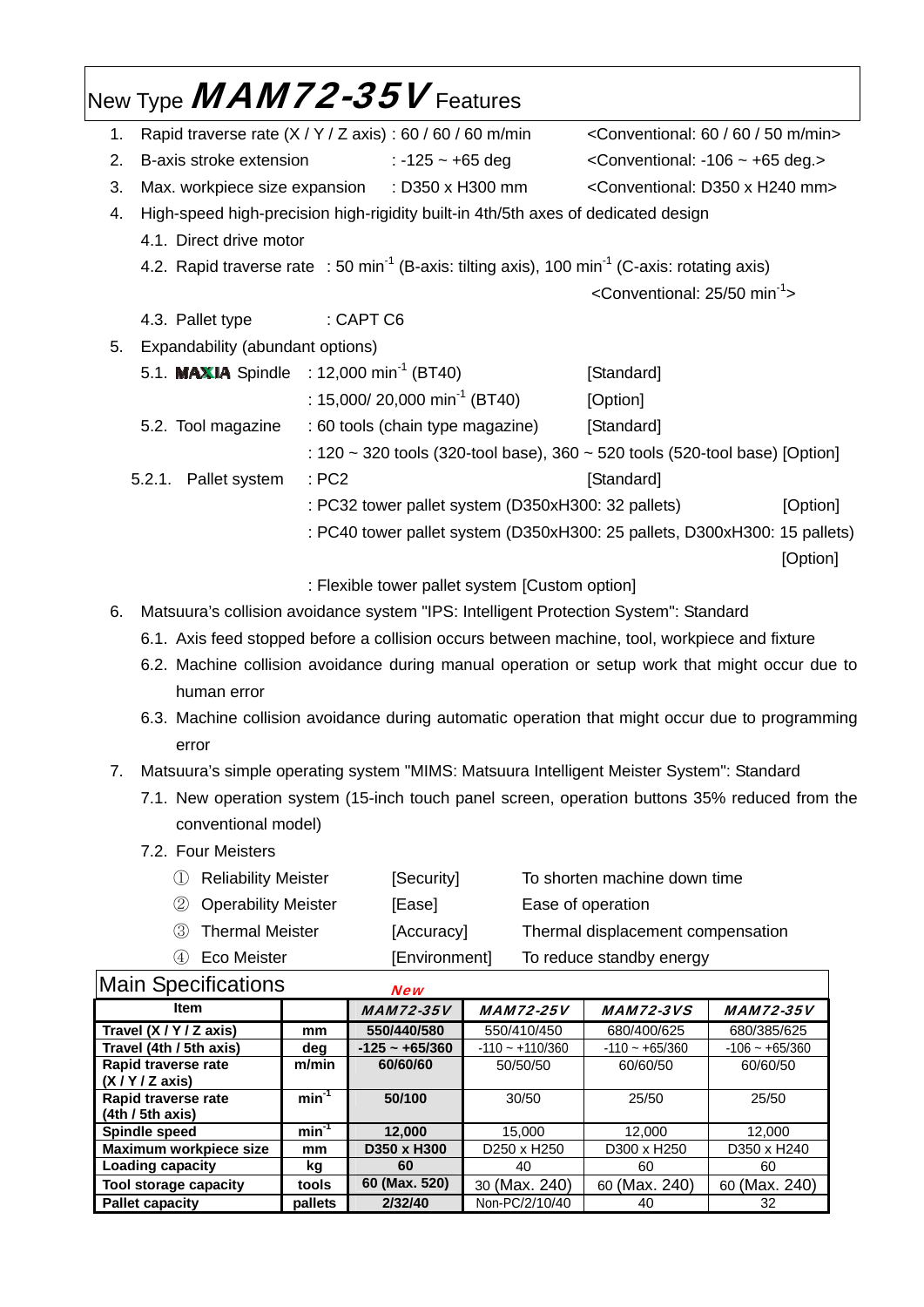# New Type *MAM72-35V* Features

1. Rapid traverse rate (X / Y / Z axis) : 60 / 60 / 60 m/min <Conventional: 60 / 60 / 50 m/min>
2. B-axis stroke extension : -125 ~ +65 deg <Conventional: -106 ~ +65 deg.>
3. Max. workpiece size expansion : D350 x H300 mm <Conventional: D350 x H240 mm>
4. High-speed high-precision high-rigidity built-in 4th/5th axes of dedicated design
   - 4.1. Direct drive motor
   - 4.2. Rapid traverse rate : 50 $min^{-1}$ (B-axis: tilting axis), 100 $min^{-1}$ (C-axis: rotating axis) <Conventional: 25/50 $min^{-1}$>
   - 4.3. Pallet type : CAPT C6
5. Expandability (abundant options)
   - 5.1. **MAXIA** Spindle : 12,000 $min^{-1}$ (BT40) [Standard]
     : 15,000/ 20,000 $min^{-1}$ (BT40) [Option]
   - 5.2. Tool magazine : 60 tools (chain type magazine) [Standard]
     : 120 ~ 320 tools (320-tool base), 360 ~ 520 tools (520-tool base) [Option]
   - 5.2.1. Pallet system : PC2 [Standard]
     : PC32 tower pallet system (D350xH300: 32 pallets) [Option]
     : PC40 tower pallet system (D350xH300: 25 pallets, D300xH300: 15 pallets) [Option]
     : Flexible tower pallet system [Custom option]
6. Matsuura's collision avoidance system "IPS: Intelligent Protection System": Standard
   - 6.1. Axis feed stopped before a collision occurs between machine, tool, workpiece and fixture
   - 6.2. Machine collision avoidance during manual operation or setup work that might occur due to human error
   - 6.3. Machine collision avoidance during automatic operation that might occur due to programming error
7. Matsuura's simple operating system "MIMS: Matsuura Intelligent Meister System": Standard
   - 7.1. New operation system (15-inch touch panel screen, operation buttons 35% reduced from the conventional model)
   - 7.2. Four Meisters
     - ① Reliability Meister [Security] To shorten machine down time
     - ② Operability Meister [Ease] Ease of operation
     - ③ Thermal Meister [Accuracy] Thermal displacement compensation
     - ④ Eco Meister [Environment] To reduce standby energy

## Main Specifications

| Item | | *MAM72-35V* (New) | *MAM72-25V* | *MAM72-3VS* | *MAM72-35V* |
|---|---|---|---|---|---|
| **Travel (X / Y / Z axis)** | **mm** | **550/440/580** | 550/410/450 | 680/400/625 | 680/385/625 |
| **Travel (4th / 5th axis)** | **deg** | **-125 ~ +65/360** | -110 ~ +110/360 | -110 ~ +65/360 | -106 ~ +65/360 |
| **Rapid traverse rate (X / Y / Z axis)** | **m/min** | **60/60/60** | 50/50/50 | 60/60/50 | 60/60/50 |
| **Rapid traverse rate (4th / 5th axis)** | **$min^{-1}$** | **50/100** | 30/50 | 25/50 | 25/50 |
| **Spindle speed** | **$min^{-1}$** | **12,000** | 15,000 | 12,000 | 12,000 |
| **Maximum workpiece size** | **mm** | **D350 x H300** | D250 x H250 | D300 x H250 | D350 x H240 |
| **Loading capacity** | **kg** | **60** | 40 | 60 | 60 |
| **Tool storage capacity** | **tools** | **60 (Max. 520)** | 30 (Max. 240) | 60 (Max. 240) | 60 (Max. 240) |
| **Pallet capacity** | **pallets** | **2/32/40** | Non-PC/2/10/40 | 40 | 32 |